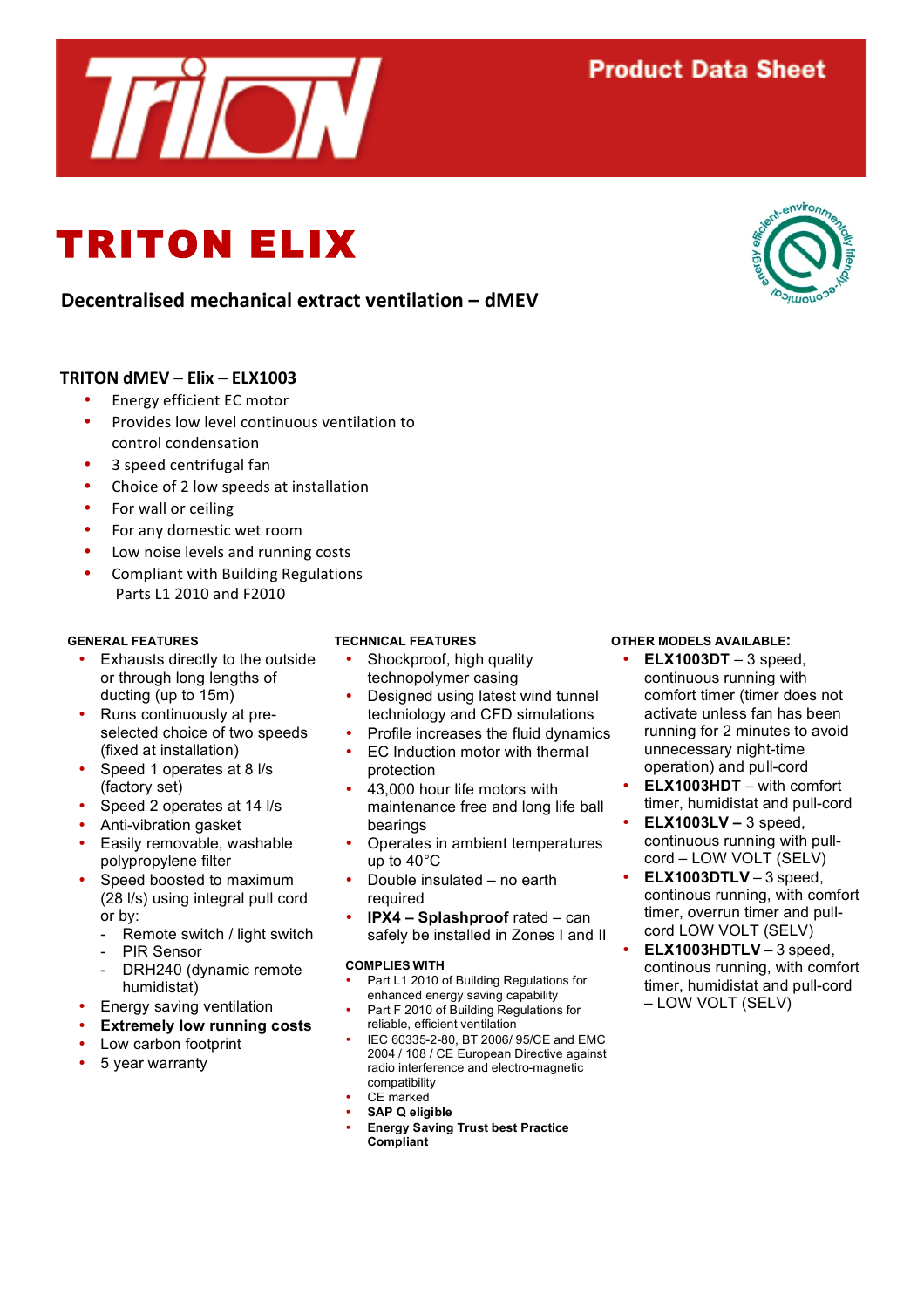Product Data Sheet

# TRITON ELIX

## Decentralised mechanical extract ventilation – dMEV

### TRITON dMEV – Elix – ELX1003

- Energy efficient EC motor
- Provides low level continuous ventilation to control condensation
- 3 speed centrifugal fan
- Choice of 2 low speeds at installation
- For wall or ceiling
- For any domestic wet room
- Low noise levels and running costs
- Compliant with Building Regulations Parts L1 2010 and F2010

#### GENERAL FEATURES

- Exhausts directly to the outside or through long lengths of ducting (up to 15m)
- Runs continuously at pre-selected choice of two speeds (fixed at installation)
- Speed 1 operates at 8 l/s (factory set)
- Speed 2 operates at 14 l/s
- Anti-vibration gasket
- Easily removable, washable polypropylene filter
- Speed boosted to maximum (28 l/s) using integral pull cord or by:
  - Remote switch / light switch
  - PIR Sensor
  - DRH240 (dynamic remote humidistat)
- Energy saving ventilation
- **Extremely low running costs**
- Low carbon footprint
- 5 year warranty

#### TECHNICAL FEATURES

- Shockproof, high quality technopolymer casing
- Designed using latest wind tunnel techniology and CFD simulations
- Profile increases the fluid dynamics
- EC Induction motor with thermal protection
- 43,000 hour life motors with maintenance free and long life ball bearings
- Operates in ambient temperatures up to 40°C
- Double insulated – no earth required
- **IPX4 – Splashproof** rated – can safely be installed in Zones I and II

#### COMPLIES WITH

- Part L1 2010 of Building Regulations for enhanced energy saving capability
- Part F 2010 of Building Regulations for reliable, efficient ventilation
- IEC 60335-2-80, BT 2006/ 95/CE and EMC 2004 / 108 / CE European Directive against radio interference and electro-magnetic compatibility
- CE marked
- **SAP Q eligible**
- **Energy Saving Trust best Practice Compliant**

#### OTHER MODELS AVAILABLE:

- **ELX1003DT** – 3 speed, continuous running with comfort timer (timer does not activate unless fan has been running for 2 minutes to avoid unnecessary night-time operation) and pull-cord
- **ELX1003HDT** – with comfort timer, humidistat and pull-cord
- **ELX1003LV –** 3 speed, continuous running with pull-cord – LOW VOLT (SELV)
- **ELX1003DTLV** – 3 speed, continous running, with comfort timer, overrun timer and pull-cord LOW VOLT (SELV)
- **ELX1003HDTLV** – 3 speed, continous running, with comfort timer, humidistat and pull-cord – LOW VOLT (SELV)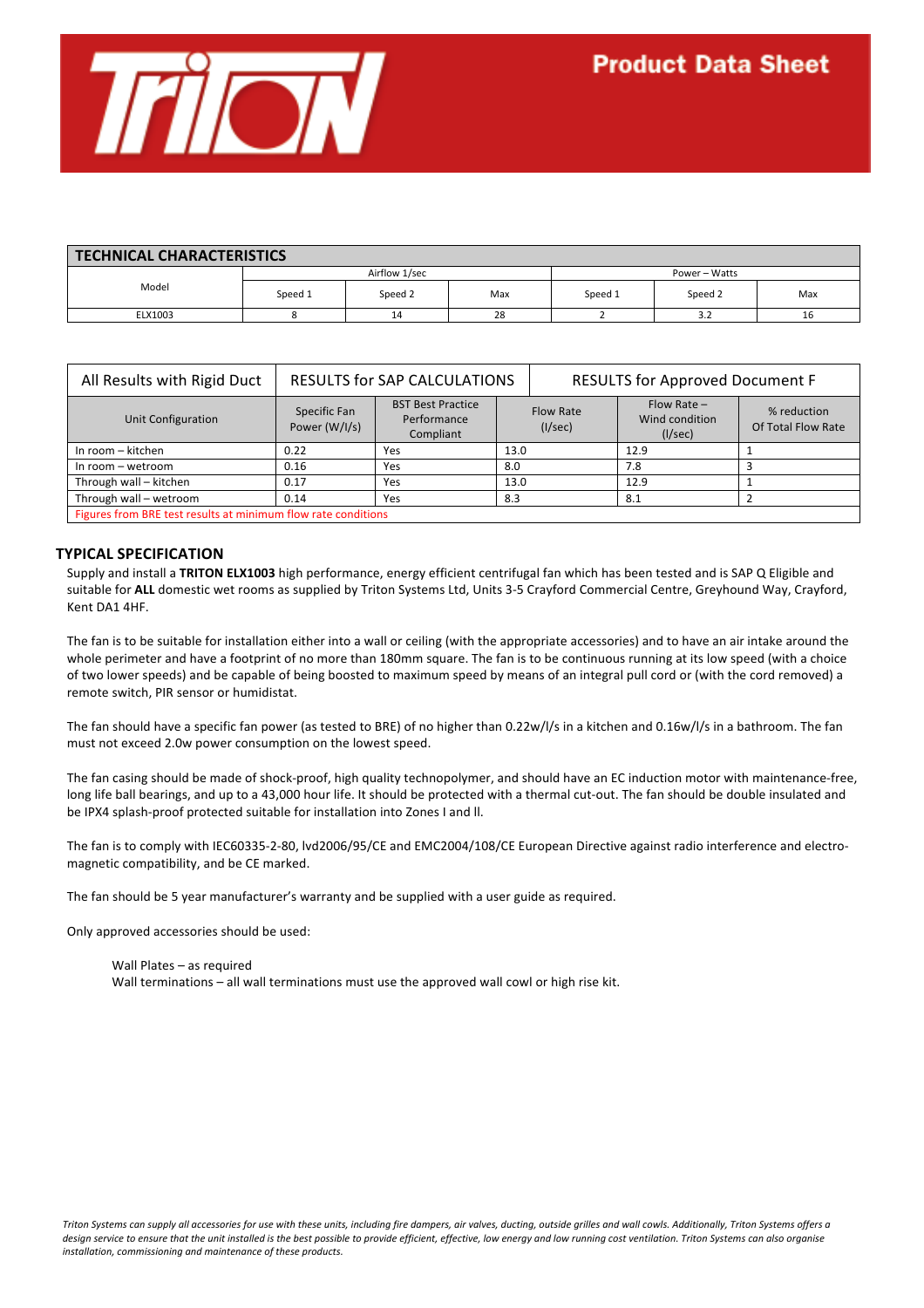Product Data Sheet

| TECHNICAL CHARACTERISTICS | | | | | | |
|---|---|---|---|---|---|---|
| Model | Airflow 1/sec | | | Power – Watts | | |
| | Speed 1 | Speed 2 | Max | Speed 1 | Speed 2 | Max |
| ELX1003 | 8 | 14 | 28 | 2 | 3.2 | 16 |

| All Results with Rigid Duct | RESULTS for SAP CALCULATIONS | | RESULTS for Approved Document F | | |
|---|---|---|---|---|---|
| Unit Configuration | Specific Fan Power (W/l/s) | BST Best Practice Performance Compliant | Flow Rate (l/sec) | Flow Rate – Wind condition (l/sec) | % reduction Of Total Flow Rate |
| In room – kitchen | 0.22 | Yes | 13.0 | 12.9 | 1 |
| In room – wetroom | 0.16 | Yes | 8.0 | 7.8 | 3 |
| Through wall – kitchen | 0.17 | Yes | 13.0 | 12.9 | 1 |
| Through wall – wetroom | 0.14 | Yes | 8.3 | 8.1 | 2 |

Figures from BRE test results at minimum flow rate conditions

## TYPICAL SPECIFICATION

Supply and install a **TRITON ELX1003** high performance, energy efficient centrifugal fan which has been tested and is SAP Q Eligible and suitable for **ALL** domestic wet rooms as supplied by Triton Systems Ltd, Units 3-5 Crayford Commercial Centre, Greyhound Way, Crayford, Kent DA1 4HF.

The fan is to be suitable for installation either into a wall or ceiling (with the appropriate accessories) and to have an air intake around the whole perimeter and have a footprint of no more than 180mm square. The fan is to be continuous running at its low speed (with a choice of two lower speeds) and be capable of being boosted to maximum speed by means of an integral pull cord or (with the cord removed) a remote switch, PIR sensor or humidistat.

The fan should have a specific fan power (as tested to BRE) of no higher than 0.22w/l/s in a kitchen and 0.16w/l/s in a bathroom. The fan must not exceed 2.0w power consumption on the lowest speed.

The fan casing should be made of shock-proof, high quality technopolymer, and should have an EC induction motor with maintenance-free, long life ball bearings, and up to a 43,000 hour life. It should be protected with a thermal cut-out. The fan should be double insulated and be IPX4 splash-proof protected suitable for installation into Zones I and II.

The fan is to comply with IEC60335-2-80, lvd2006/95/CE and EMC2004/108/CE European Directive against radio interference and electro-magnetic compatibility, and be CE marked.

The fan should be 5 year manufacturer's warranty and be supplied with a user guide as required.

Only approved accessories should be used:

Wall Plates – as required
Wall terminations – all wall terminations must use the approved wall cowl or high rise kit.

*Triton Systems can supply all accessories for use with these units, including fire dampers, air valves, ducting, outside grilles and wall cowls. Additionally, Triton Systems offers a design service to ensure that the unit installed is the best possible to provide efficient, effective, low energy and low running cost ventilation. Triton Systems can also organise installation, commissioning and maintenance of these products.*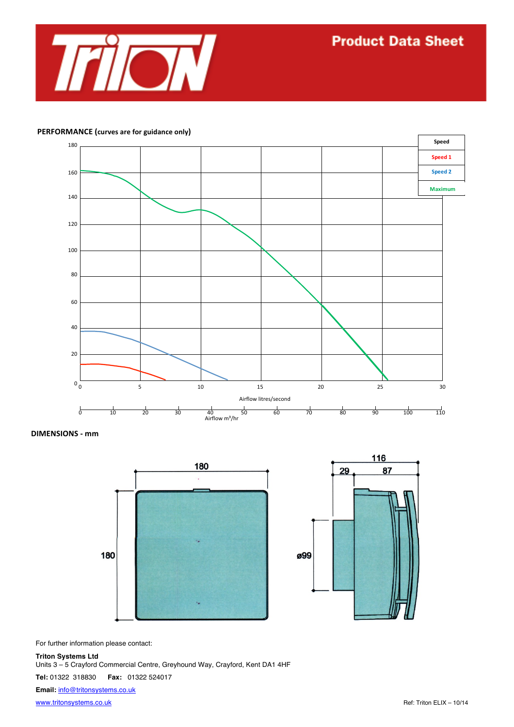Product Data Sheet

## PERFORMANCE (curves are for guidance only)

Speed

Speed 1

Speed 2

Maximum

180
160
140
120
100
80
60
40
20
0

0 5 10 15 20 25 30

Airflow litres/second

0 10 20 30 40 50 60 70 80 90 100 110

Airflow m³/hr

## DIMENSIONS - mm

180

180

116

29

87

ø99

For further information please contact:

**Triton Systems Ltd**
Units 3 – 5 Crayford Commercial Centre, Greyhound Way, Crayford, Kent DA1 4HF

**Tel:** 01322 318830 **Fax:** 01322 524017

**Email:** info@tritonsystems.co.uk

www.tritonsystems.co.uk

Ref: Triton ELIX – 10/14